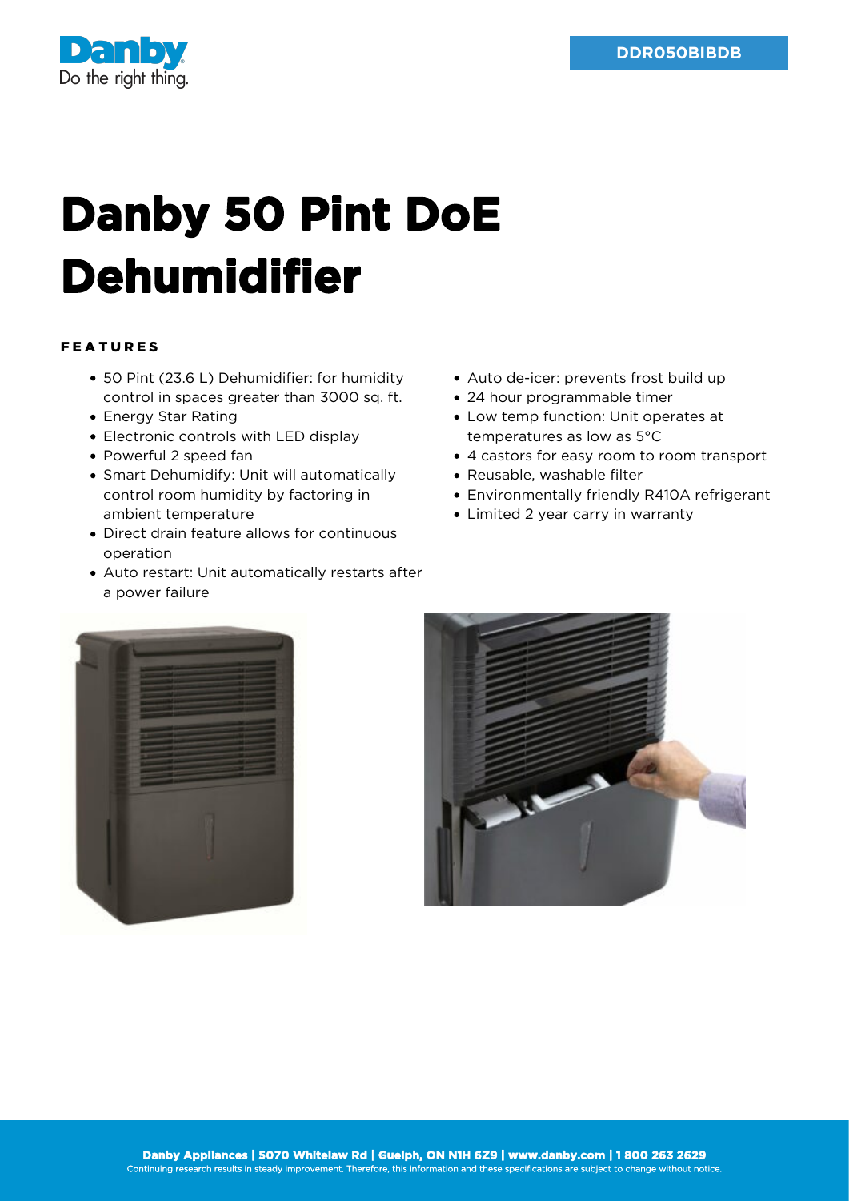Danby

Do the right thing.

DDR050BIBDB

# Danby 50 Pint DoE Dehumidifier

## FEATURES

- 50 Pint (23.6 L) Dehumidifier: for humidity control in spaces greater than 3000 sq. ft.
- Energy Star Rating
- Electronic controls with LED display
- Powerful 2 speed fan
- Smart Dehumidify: Unit will automatically control room humidity by factoring in ambient temperature
- Direct drain feature allows for continuous operation
- Auto restart: Unit automatically restarts after a power failure
- Auto de-icer: prevents frost build up
- 24 hour programmable timer
- Low temp function: Unit operates at temperatures as low as 5°C
- 4 castors for easy room to room transport
- Reusable, washable filter
- Environmentally friendly R410A refrigerant
- Limited 2 year carry in warranty

**Danby Appliances | 5070 Whitelaw Rd | Guelph, ON N1H 6Z9 | www.danby.com | 1 800 263 2629**

Continuing research results in steady improvement. Therefore, this information and these specifications are subject to change without notice.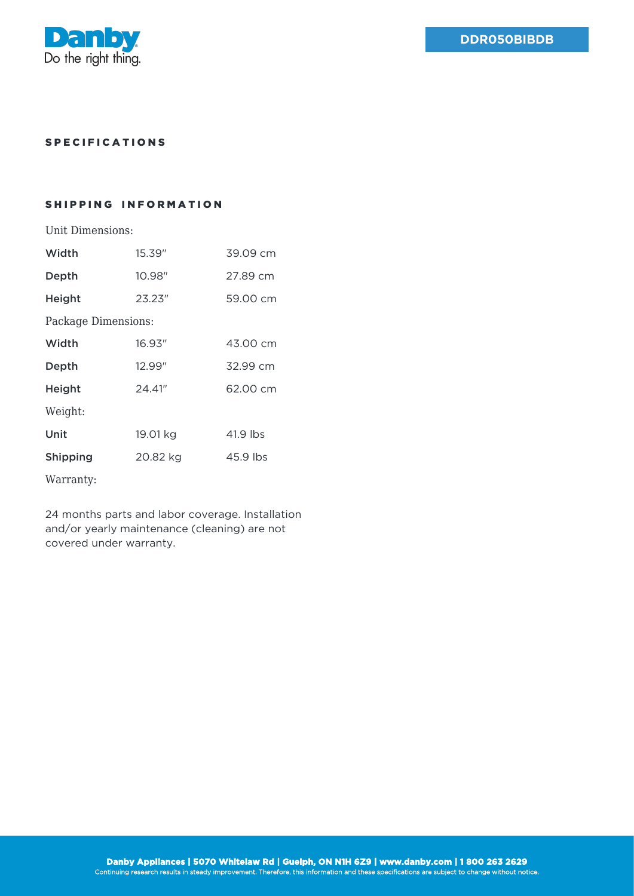## SPECIFICATIONS

### SHIPPING INFORMATION

Unit Dimensions:

| | | |
|---|---|---|
| **Width** | 15.39" | 39.09 cm |
| **Depth** | 10.98" | 27.89 cm |
| **Height** | 23.23" | 59.00 cm |

Package Dimensions:

| | | |
|---|---|---|
| **Width** | 16.93" | 43.00 cm |
| **Depth** | 12.99" | 32.99 cm |
| **Height** | 24.41" | 62.00 cm |

Weight:

| | | |
|---|---|---|
| **Unit** | 19.01 kg | 41.9 lbs |
| **Shipping** | 20.82 kg | 45.9 lbs |

Warranty:

24 months parts and labor coverage. Installation and/or yearly maintenance (cleaning) are not covered under warranty.